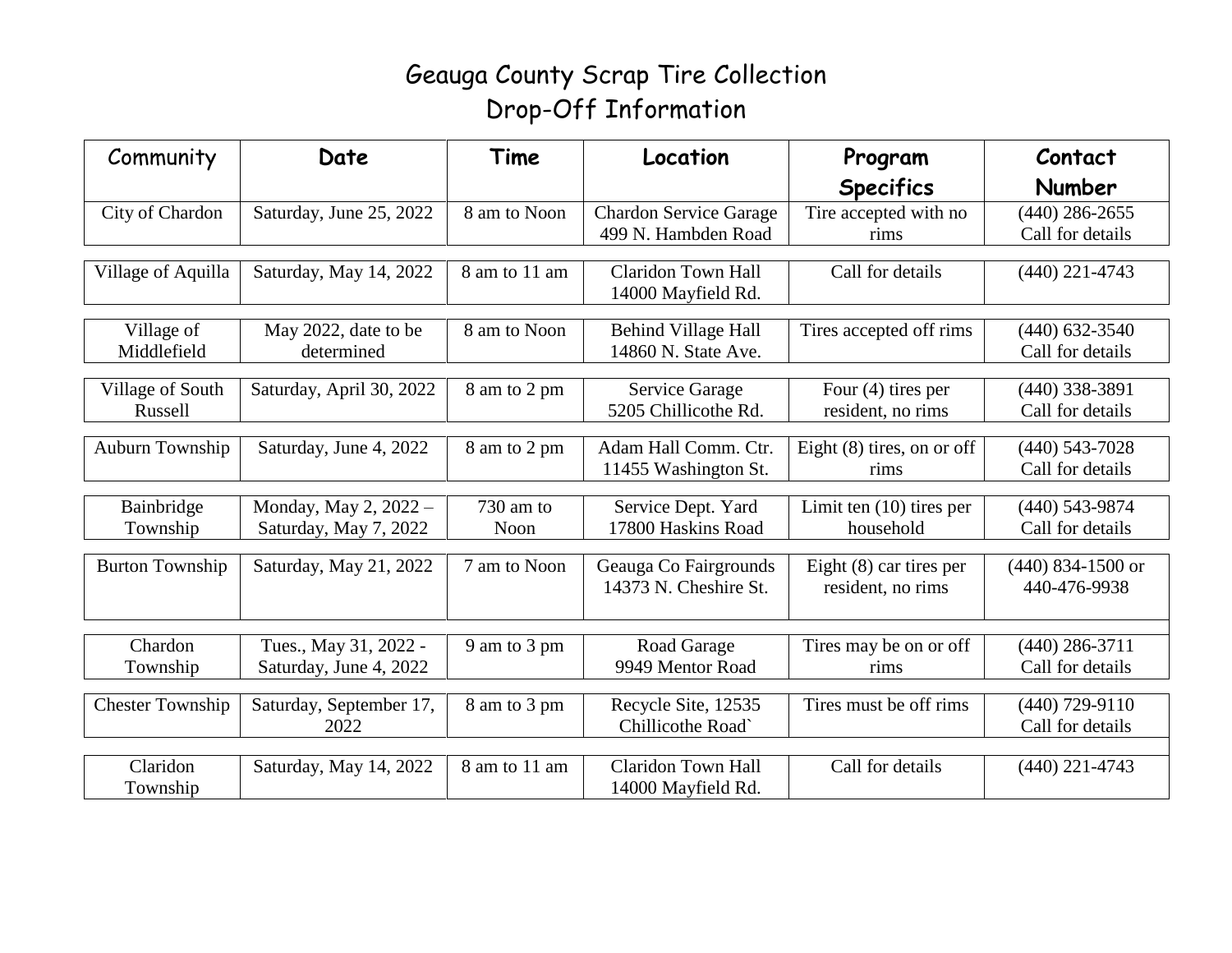# Geauga County Scrap Tire Collection
## Drop-Off Information

| Community | Date | Time | Location | Program Specifics | Contact Number |
|---|---|---|---|---|---|
| City of Chardon | Saturday, June 25, 2022 | 8 am to Noon | Chardon Service Garage 499 N. Hambden Road | Tire accepted with no rims | (440) 286-2655 Call for details |
| Village of Aquilla | Saturday, May 14, 2022 | 8 am to 11 am | Claridon Town Hall 14000 Mayfield Rd. | Call for details | (440) 221-4743 |
| Village of Middlefield | May 2022, date to be determined | 8 am to Noon | Behind Village Hall 14860 N. State Ave. | Tires accepted off rims | (440) 632-3540 Call for details |
| Village of South Russell | Saturday, April 30, 2022 | 8 am to 2 pm | Service Garage 5205 Chillicothe Rd. | Four (4) tires per resident, no rims | (440) 338-3891 Call for details |
| Auburn Township | Saturday, June 4, 2022 | 8 am to 2 pm | Adam Hall Comm. Ctr. 11455 Washington St. | Eight (8) tires, on or off rims | (440) 543-7028 Call for details |
| Bainbridge Township | Monday, May 2, 2022 – Saturday, May 7, 2022 | 730 am to Noon | Service Dept. Yard 17800 Haskins Road | Limit ten (10) tires per household | (440) 543-9874 Call for details |
| Burton Township | Saturday, May 21, 2022 | 7 am to Noon | Geauga Co Fairgrounds 14373 N. Cheshire St. | Eight (8) car tires per resident, no rims | (440) 834-1500 or 440-476-9938 |
| Chardon Township | Tues., May 31, 2022 - Saturday, June 4, 2022 | 9 am to 3 pm | Road Garage 9949 Mentor Road | Tires may be on or off rims | (440) 286-3711 Call for details |
| Chester Township | Saturday, September 17, 2022 | 8 am to 3 pm | Recycle Site, 12535 Chillicothe Road` | Tires must be off rims | (440) 729-9110 Call for details |
| Claridon Township | Saturday, May 14, 2022 | 8 am to 11 am | Claridon Town Hall 14000 Mayfield Rd. | Call for details | (440) 221-4743 |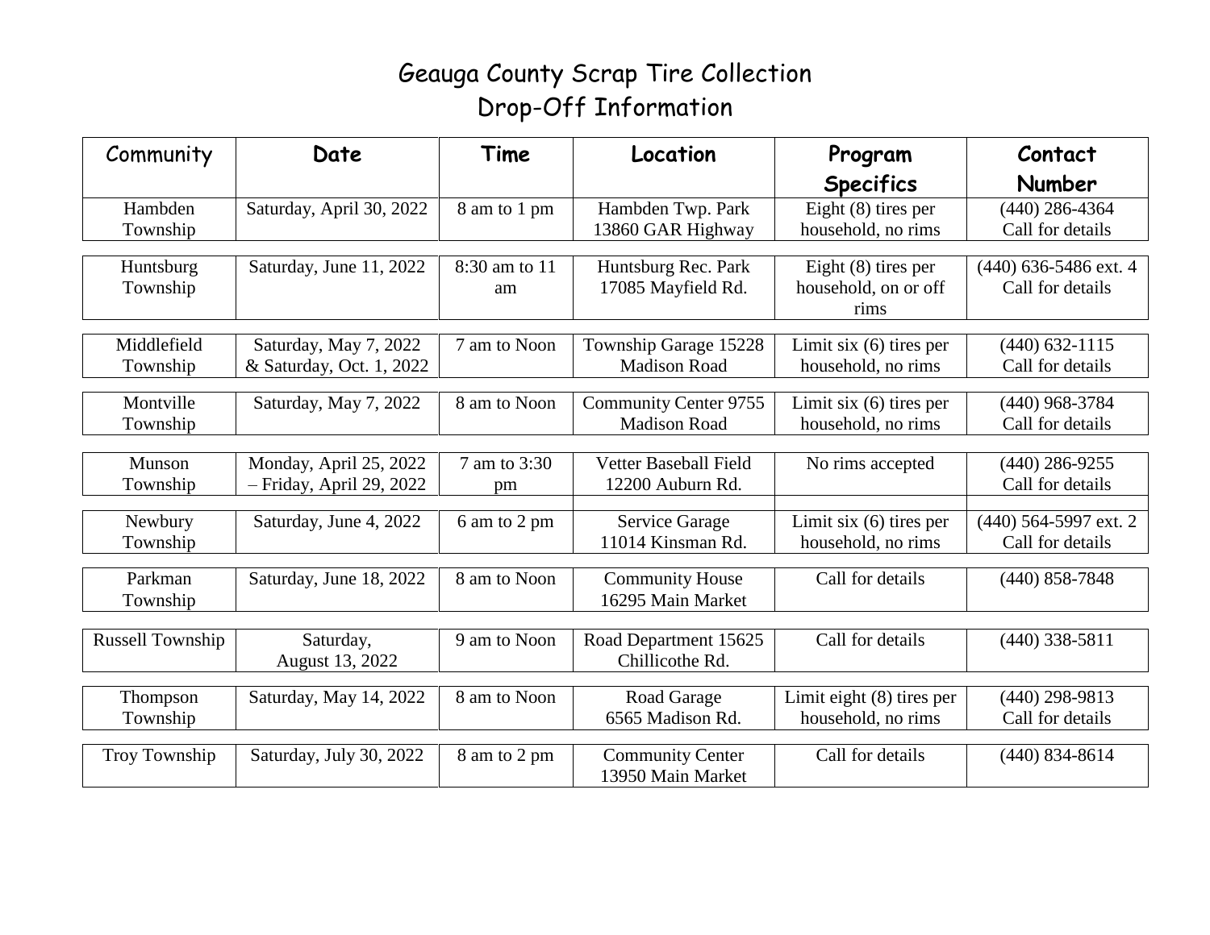# Geauga County Scrap Tire Collection
# Drop-Off Information

| Community | Date | Time | Location | Program Specifics | Contact Number |
|---|---|---|---|---|---|
| Hambden Township | Saturday, April 30, 2022 | 8 am to 1 pm | Hambden Twp. Park 13860 GAR Highway | Eight (8) tires per household, no rims | (440) 286-4364 Call for details |
| Huntsburg Township | Saturday, June 11, 2022 | 8:30 am to 11 am | Huntsburg Rec. Park 17085 Mayfield Rd. | Eight (8) tires per household, on or off rims | (440) 636-5486 ext. 4 Call for details |
| Middlefield Township | Saturday, May 7, 2022 & Saturday, Oct. 1, 2022 | 7 am to Noon | Township Garage 15228 Madison Road | Limit six (6) tires per household, no rims | (440) 632-1115 Call for details |
| Montville Township | Saturday, May 7, 2022 | 8 am to Noon | Community Center 9755 Madison Road | Limit six (6) tires per household, no rims | (440) 968-3784 Call for details |
| Munson Township | Monday, April 25, 2022 – Friday, April 29, 2022 | 7 am to 3:30 pm | Vetter Baseball Field 12200 Auburn Rd. | No rims accepted | (440) 286-9255 Call for details |
| Newbury Township | Saturday, June 4, 2022 | 6 am to 2 pm | Service Garage 11014 Kinsman Rd. | Limit six (6) tires per household, no rims | (440) 564-5997 ext. 2 Call for details |
| Parkman Township | Saturday, June 18, 2022 | 8 am to Noon | Community House 16295 Main Market | Call for details | (440) 858-7848 |
| Russell Township | Saturday, August 13, 2022 | 9 am to Noon | Road Department 15625 Chillicothe Rd. | Call for details | (440) 338-5811 |
| Thompson Township | Saturday, May 14, 2022 | 8 am to Noon | Road Garage 6565 Madison Rd. | Limit eight (8) tires per household, no rims | (440) 298-9813 Call for details |
| Troy Township | Saturday, July 30, 2022 | 8 am to 2 pm | Community Center 13950 Main Market | Call for details | (440) 834-8614 |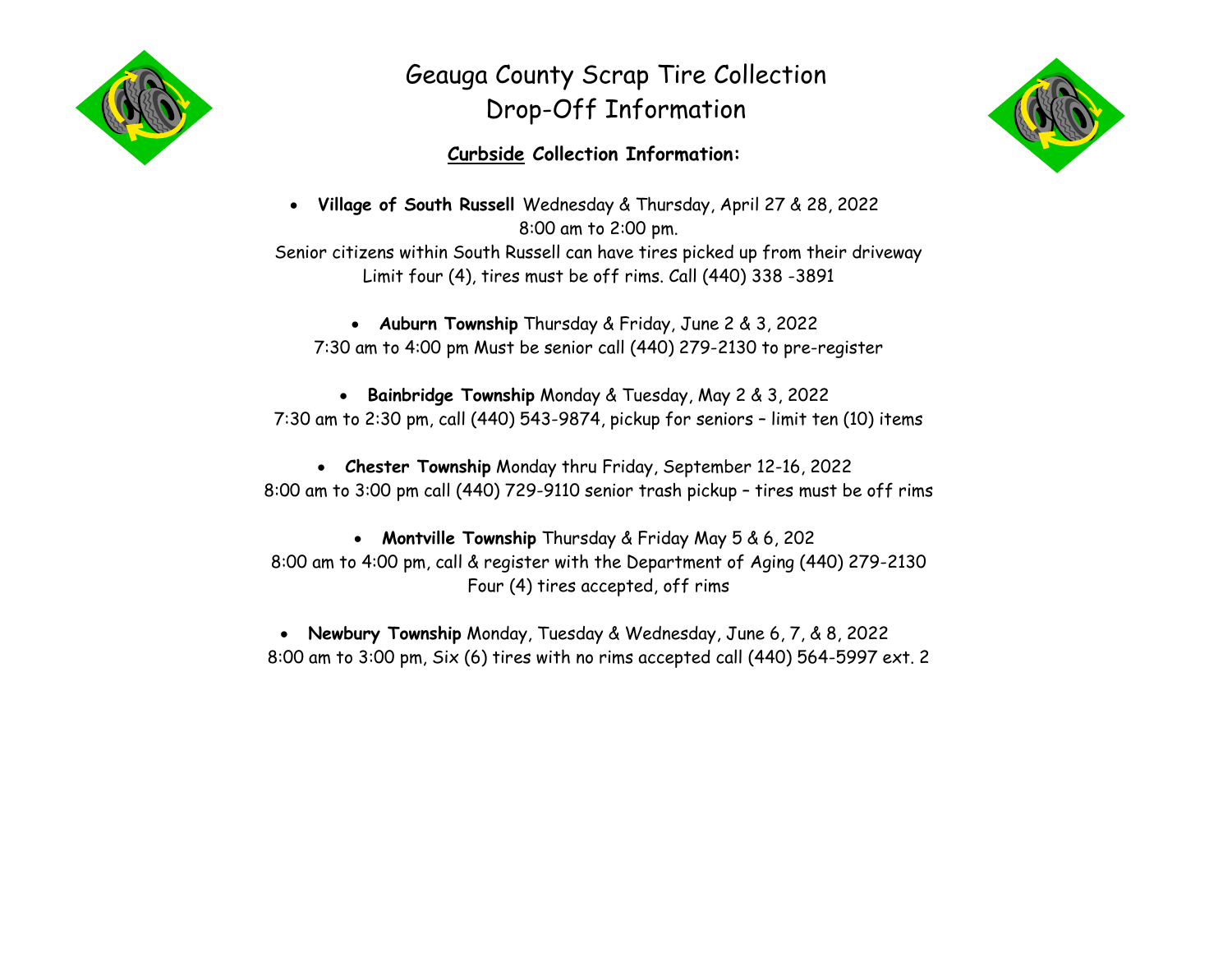# Geauga County Scrap Tire Collection Drop-Off Information

**Curbside Collection Information:**

- **Village of South Russell** Wednesday & Thursday, April 27 & 28, 2022 8:00 am to 2:00 pm.
  Senior citizens within South Russell can have tires picked up from their driveway Limit four (4), tires must be off rims. Call (440) 338 -3891

- **Auburn Township** Thursday & Friday, June 2 & 3, 2022
  7:30 am to 4:00 pm Must be senior call (440) 279-2130 to pre-register

- **Bainbridge Township** Monday & Tuesday, May 2 & 3, 2022
  7:30 am to 2:30 pm, call (440) 543-9874, pickup for seniors – limit ten (10) items

- **Chester Township** Monday thru Friday, September 12-16, 2022
  8:00 am to 3:00 pm call (440) 729-9110 senior trash pickup – tires must be off rims

- **Montville Township** Thursday & Friday May 5 & 6, 202
  8:00 am to 4:00 pm, call & register with the Department of Aging (440) 279-2130
  Four (4) tires accepted, off rims

- **Newbury Township** Monday, Tuesday & Wednesday, June 6, 7, & 8, 2022
  8:00 am to 3:00 pm, Six (6) tires with no rims accepted call (440) 564-5997 ext. 2